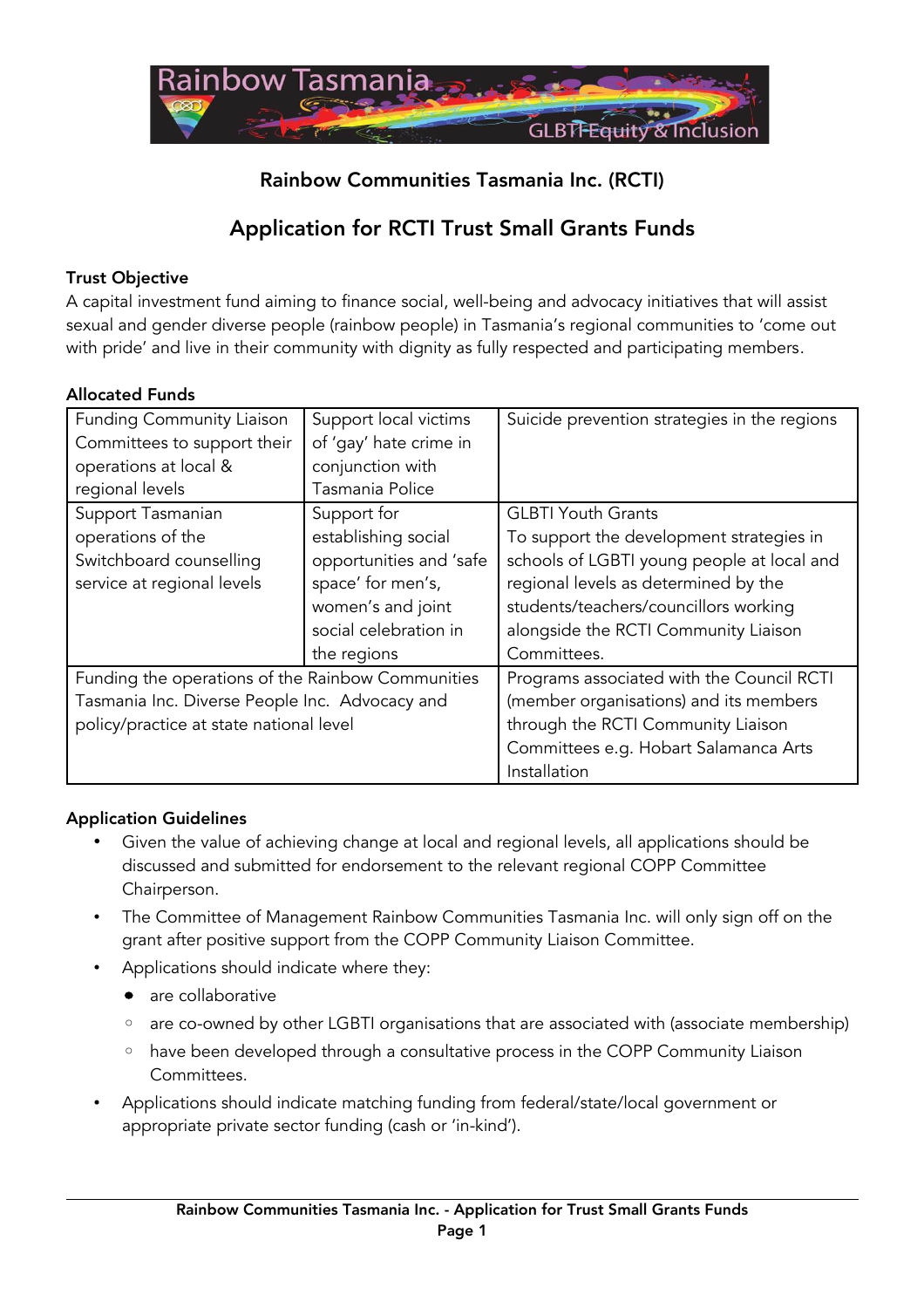## Rainbow Communities Tasmania Inc. (RCTI)

# Application for RCTI Trust Small Grants Funds

**Trust Objective**

A capital investment fund aiming to finance social, well-being and advocacy initiatives that will assist sexual and gender diverse people (rainbow people) in Tasmania's regional communities to 'come out with pride' and live in their community with dignity as fully respected and participating members.

**Allocated Funds**

| | | |
|---|---|---|
| Funding Community Liaison Committees to support their operations at local & regional levels | Support local victims of 'gay' hate crime in conjunction with Tasmania Police | Suicide prevention strategies in the regions |
| Support Tasmanian operations of the Switchboard counselling service at regional levels | Support for establishing social opportunities and 'safe space' for men's, women's and joint social celebration in the regions | GLBTI Youth Grants<br>To support the development strategies in schools of LGBTI young people at local and regional levels as determined by the students/teachers/councillors working alongside the RCTI Community Liaison Committees. |
| Funding the operations of the Rainbow Communities Tasmania Inc. Diverse People Inc. Advocacy and policy/practice at state national level | | Programs associated with the Council RCTI (member organisations) and its members through the RCTI Community Liaison Committees e.g. Hobart Salamanca Arts Installation |

**Application Guidelines**

- Given the value of achieving change at local and regional levels, all applications should be discussed and submitted for endorsement to the relevant regional COPP Committee Chairperson.
- The Committee of Management Rainbow Communities Tasmania Inc. will only sign off on the grant after positive support from the COPP Community Liaison Committee.
- Applications should indicate where they:
  - are collaborative
  - are co-owned by other LGBTI organisations that are associated with (associate membership)
  - have been developed through a consultative process in the COPP Community Liaison Committees.
- Applications should indicate matching funding from federal/state/local government or appropriate private sector funding (cash or 'in-kind').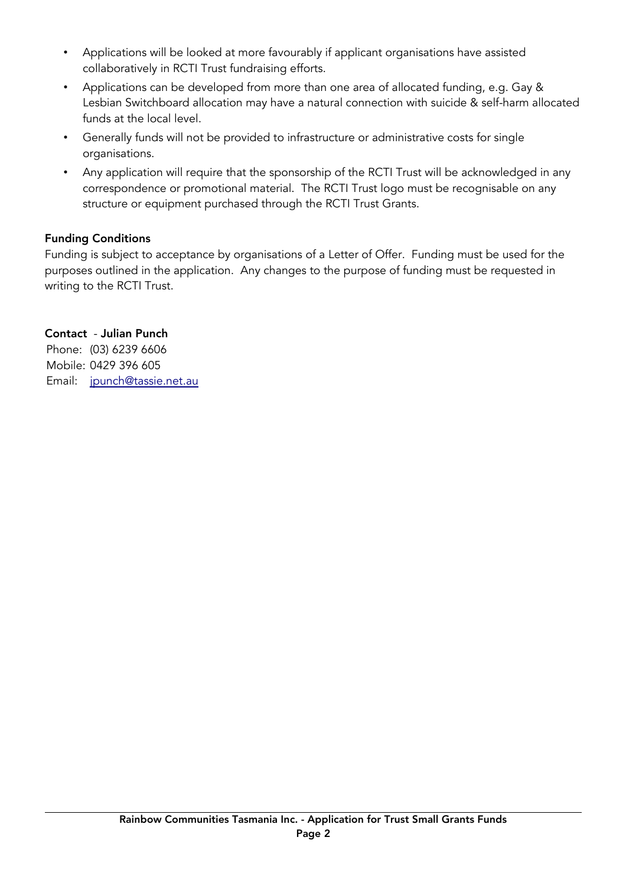- Applications will be looked at more favourably if applicant organisations have assisted collaboratively in RCTI Trust fundraising efforts.
- Applications can be developed from more than one area of allocated funding, e.g. Gay & Lesbian Switchboard allocation may have a natural connection with suicide & self-harm allocated funds at the local level.
- Generally funds will not be provided to infrastructure or administrative costs for single organisations.
- Any application will require that the sponsorship of the RCTI Trust will be acknowledged in any correspondence or promotional material. The RCTI Trust logo must be recognisable on any structure or equipment purchased through the RCTI Trust Grants.

**Funding Conditions**

Funding is subject to acceptance by organisations of a Letter of Offer. Funding must be used for the purposes outlined in the application. Any changes to the purpose of funding must be requested in writing to the RCTI Trust.

**Contact - Julian Punch**

Phone: (03) 6239 6606
Mobile: 0429 396 605
Email: jpunch@tassie.net.au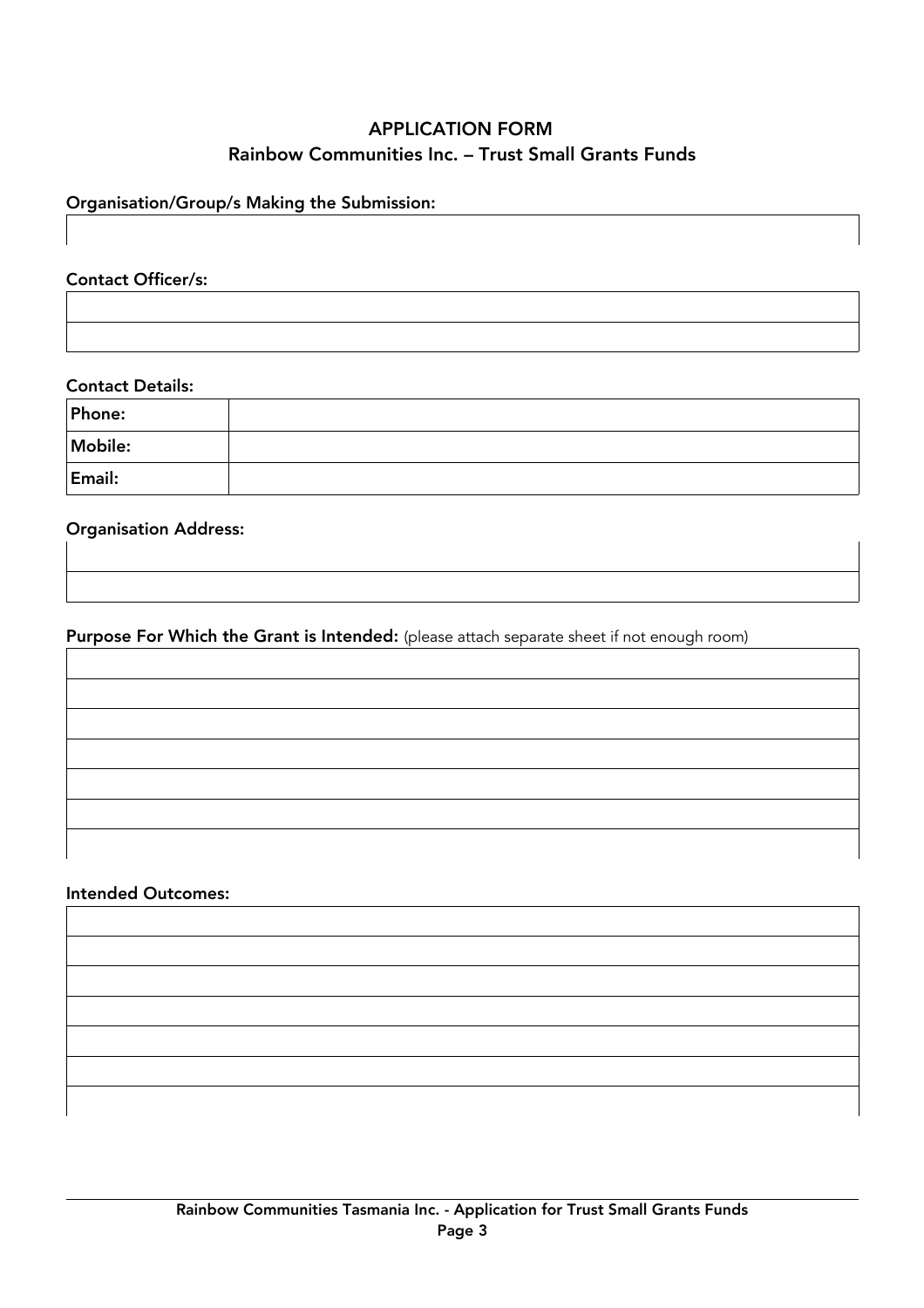# APPLICATION FORM

## Rainbow Communities Inc. – Trust Small Grants Funds

**Organisation/Group/s Making the Submission:**

**Contact Officer/s:**

**Contact Details:**

| Phone: | |
|---|---|
| Mobile: | |
| Email: | |

**Organisation Address:**

**Purpose For Which the Grant is Intended:** (please attach separate sheet if not enough room)

**Intended Outcomes:**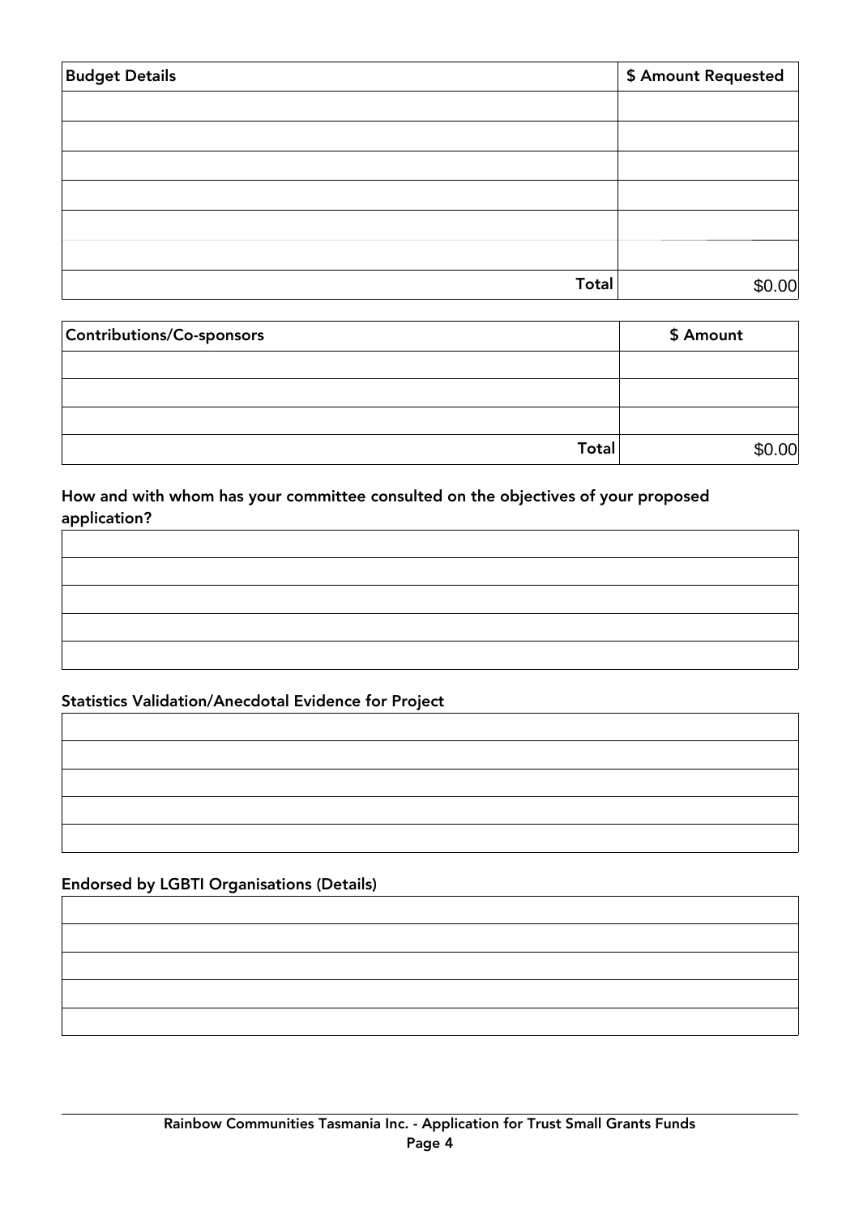| Budget Details | $ Amount Requested |
| --- | --- |
| | |
| | |
| | |
| | |
| | |
| | |
| Total | $0.00 |

| Contributions/Co-sponsors | $ Amount |
| --- | --- |
| | |
| | |
| | |
| Total | $0.00 |

**How and with whom has your committee consulted on the objectives of your proposed application?**

| |
| --- |
| |
| |
| |
| |

**Statistics Validation/Anecdotal Evidence for Project**

| |
| --- |
| |
| |
| |
| |

**Endorsed by LGBTI Organisations (Details)**

| |
| --- |
| |
| |
| |
| |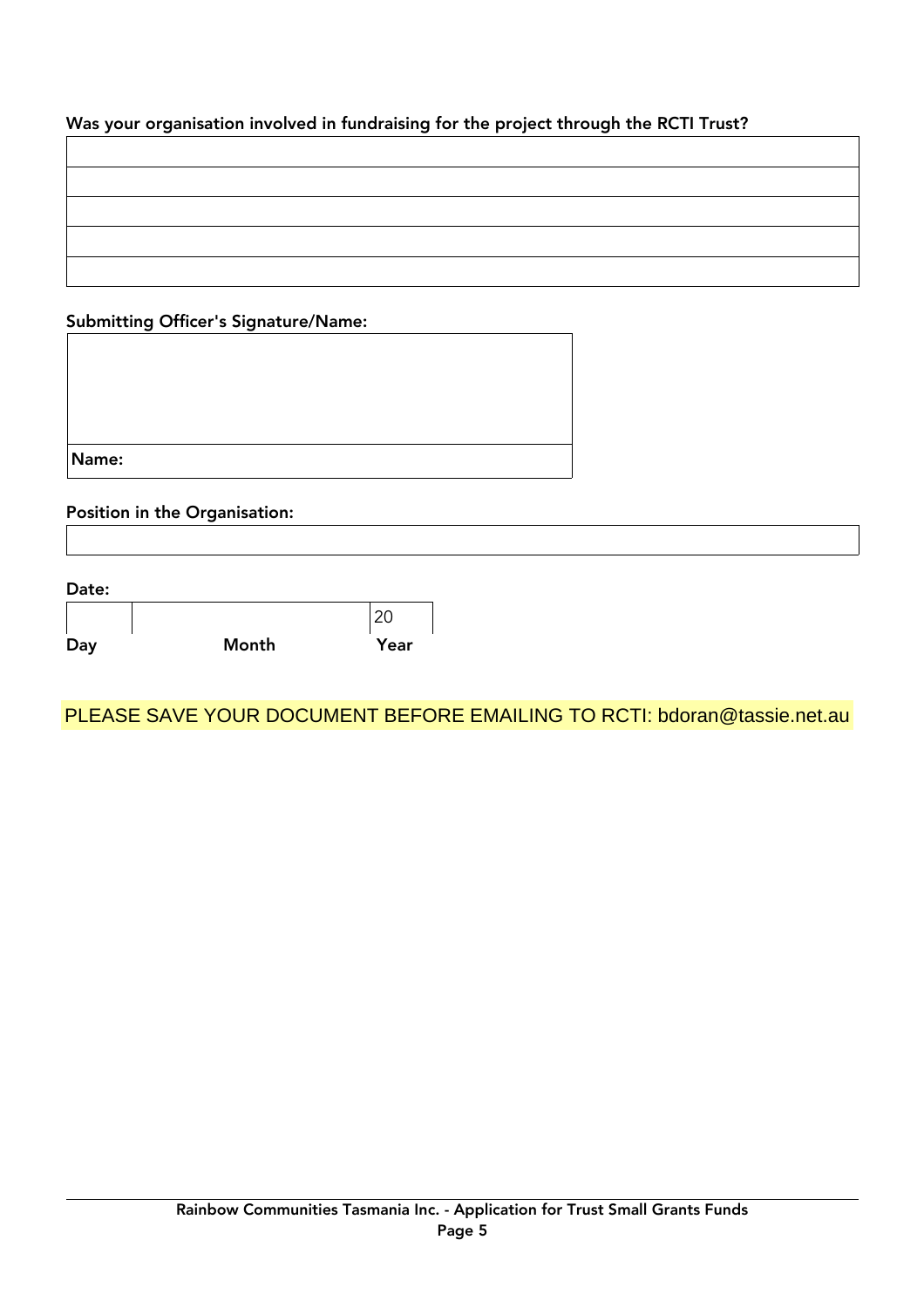**Was your organisation involved in fundraising for the project through the RCTI Trust?**

**Submitting Officer's Signature/Name:**

**Name:**

**Position in the Organisation:**

**Date:**

| | | |
|---|---|---|
| | | 20 |
| **Day** | **Month** | **Year** |

PLEASE SAVE YOUR DOCUMENT BEFORE EMAILING TO RCTI: bdoran@tassie.net.au